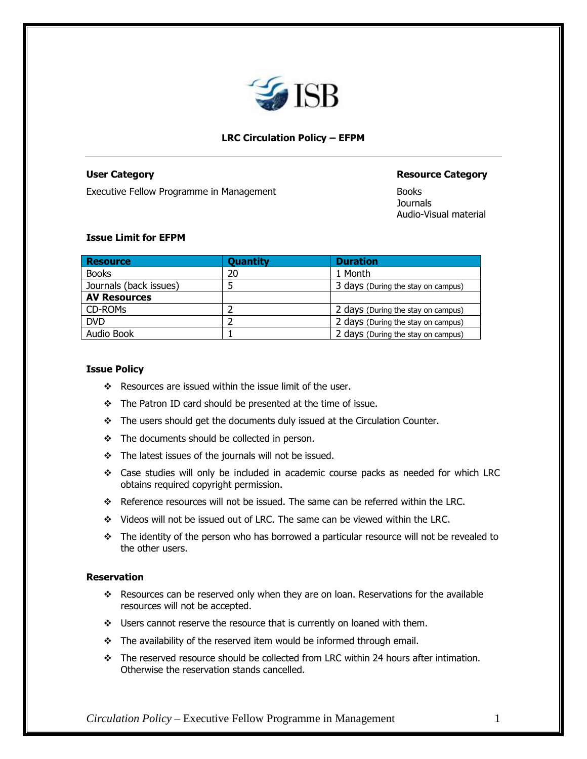# LRC Circulation Policy – EFPM

**User Category**

Executive Fellow Programme in Management

**Resource Category**

Books
Journals
Audio-Visual material

**Issue Limit for EFPM**

| Resource | Quantity | Duration |
|---|---|---|
| Books | 20 | 1 Month |
| Journals (back issues) | 5 | 3 days (During the stay on campus) |
| **AV Resources** | | |
| CD-ROMs | 2 | 2 days (During the stay on campus) |
| DVD | 2 | 2 days (During the stay on campus) |
| Audio Book | 1 | 2 days (During the stay on campus) |

**Issue Policy**

- Resources are issued within the issue limit of the user.
- The Patron ID card should be presented at the time of issue.
- The users should get the documents duly issued at the Circulation Counter.
- The documents should be collected in person.
- The latest issues of the journals will not be issued.
- Case studies will only be included in academic course packs as needed for which LRC obtains required copyright permission.
- Reference resources will not be issued. The same can be referred within the LRC.
- Videos will not be issued out of LRC. The same can be viewed within the LRC.
- The identity of the person who has borrowed a particular resource will not be revealed to the other users.

**Reservation**

- Resources can be reserved only when they are on loan. Reservations for the available resources will not be accepted.
- Users cannot reserve the resource that is currently on loaned with them.
- The availability of the reserved item would be informed through email.
- The reserved resource should be collected from LRC within 24 hours after intimation. Otherwise the reservation stands cancelled.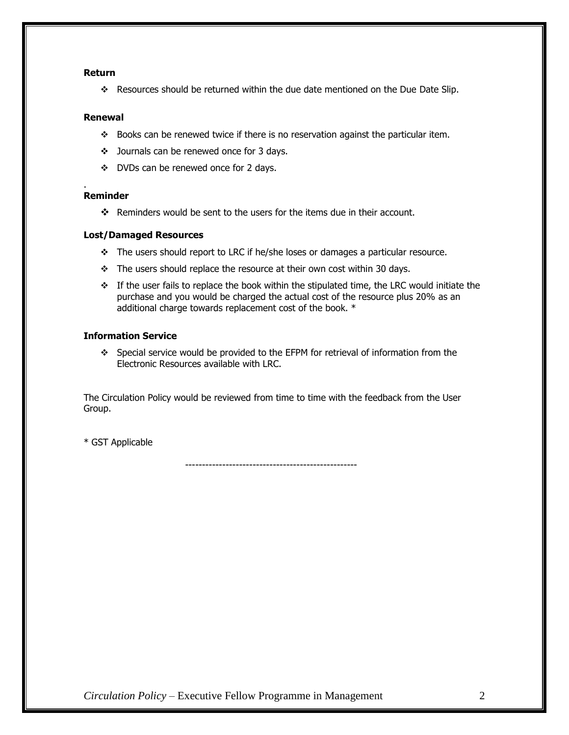**Return**

- Resources should be returned within the due date mentioned on the Due Date Slip.

**Renewal**

- Books can be renewed twice if there is no reservation against the particular item.
- Journals can be renewed once for 3 days.
- DVDs can be renewed once for 2 days.

.

**Reminder**

- Reminders would be sent to the users for the items due in their account.

**Lost/Damaged Resources**

- The users should report to LRC if he/she loses or damages a particular resource.
- The users should replace the resource at their own cost within 30 days.
- If the user fails to replace the book within the stipulated time, the LRC would initiate the purchase and you would be charged the actual cost of the resource plus 20% as an additional charge towards replacement cost of the book. *

**Information Service**

- Special service would be provided to the EFPM for retrieval of information from the Electronic Resources available with LRC.

The Circulation Policy would be reviewed from time to time with the feedback from the User Group.

* GST Applicable

---